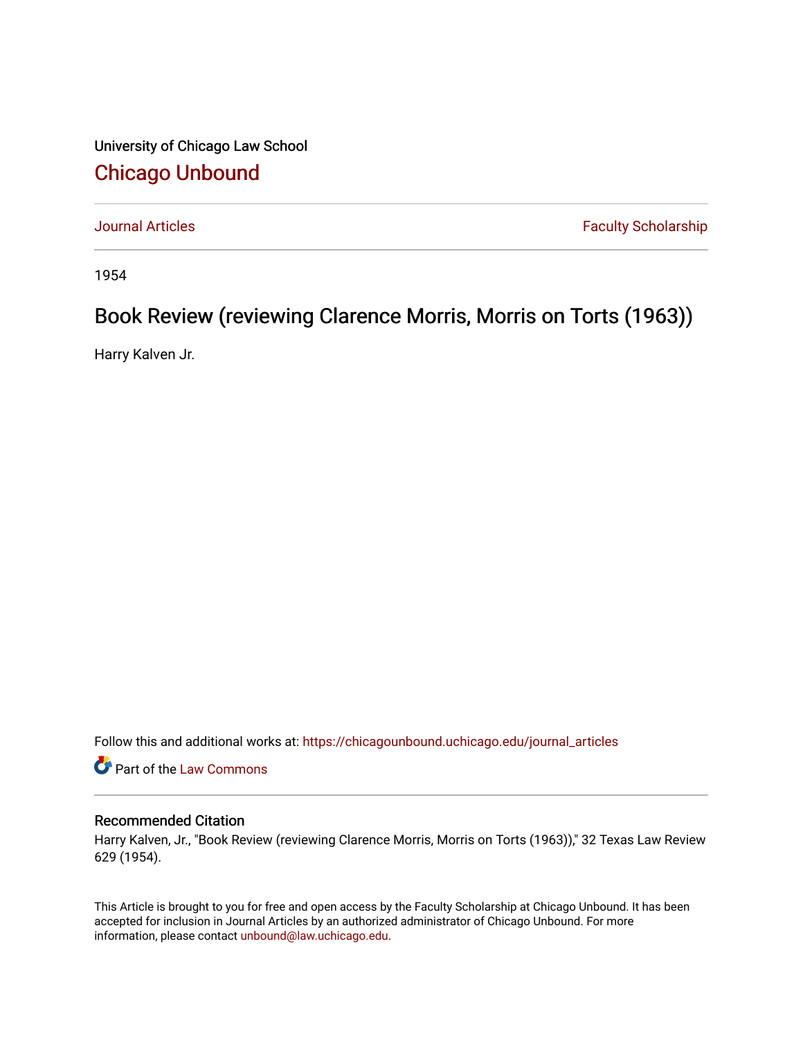University of Chicago Law School

## Chicago Unbound

Journal Articles | Faculty Scholarship

1954

# Book Review (reviewing Clarence Morris, Morris on Torts (1963))

Harry Kalven Jr.

Follow this and additional works at: https://chicagounbound.uchicago.edu/journal_articles

Part of the Law Commons

### Recommended Citation

Harry Kalven, Jr., "Book Review (reviewing Clarence Morris, Morris on Torts (1963))," 32 Texas Law Review 629 (1954).

This Article is brought to you for free and open access by the Faculty Scholarship at Chicago Unbound. It has been accepted for inclusion in Journal Articles by an authorized administrator of Chicago Unbound. For more information, please contact unbound@law.uchicago.edu.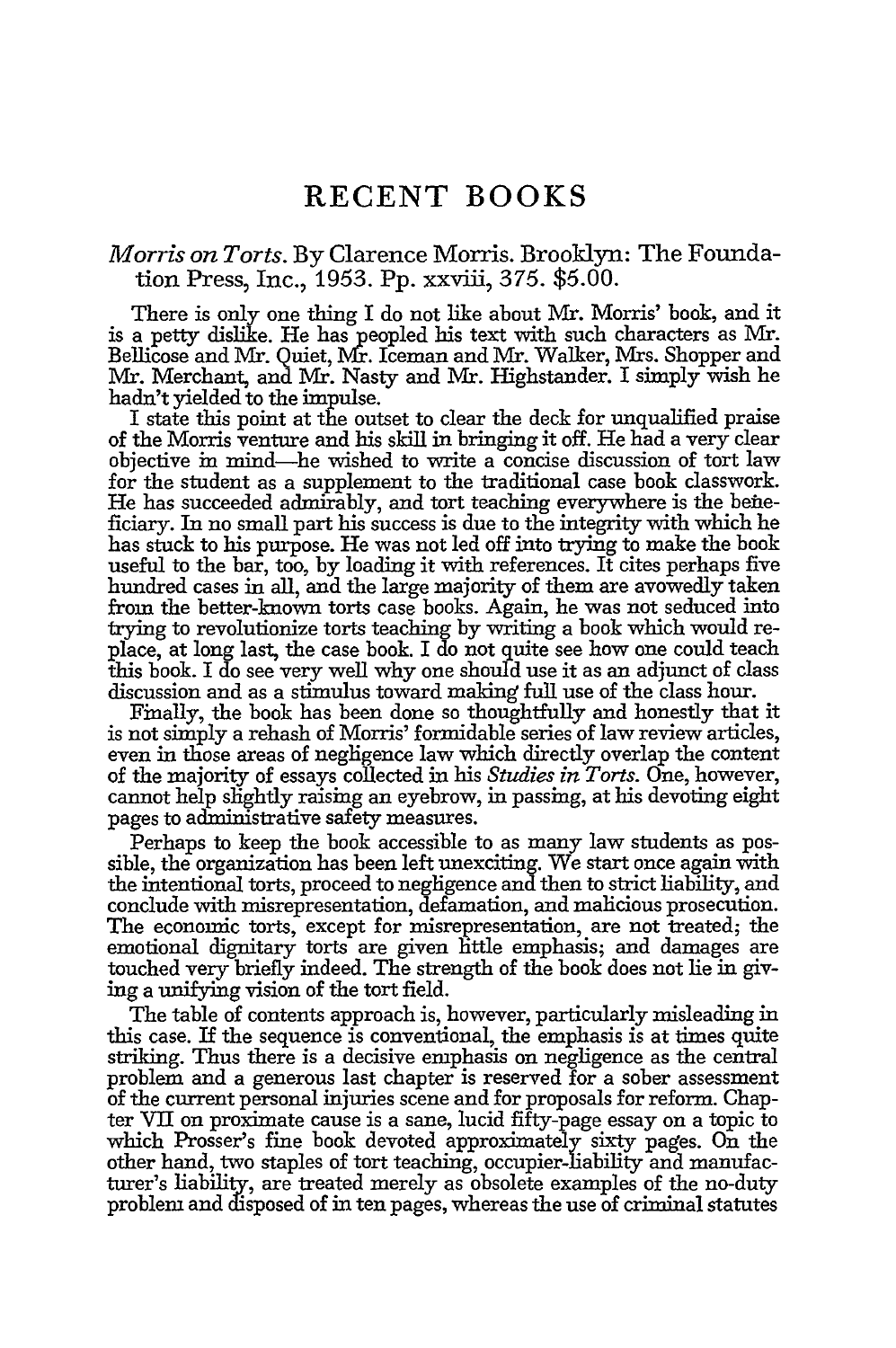# RECENT BOOKS

*Morris on Torts*. By Clarence Morris. Brooklyn: The Foundation Press, Inc., 1953. Pp. xxviii, 375. $5.00.

There is only one thing I do not like about Mr. Morris' book, and it is a petty dislike. He has peopled his text with such characters as Mr. Bellicose and Mr. Quiet, Mr. Iceman and Mr. Walker, Mrs. Shopper and Mr. Merchant, and Mr. Nasty and Mr. Highstander. I simply wish he hadn't yielded to the impulse.

I state this point at the outset to clear the deck for unqualified praise of the Morris venture and his skill in bringing it off. He had a very clear objective in mind—he wished to write a concise discussion of tort law for the student as a supplement to the traditional case book classwork. He has succeeded admirably, and tort teaching everywhere is the beneficiary. In no small part his success is due to the integrity with which he has stuck to his purpose. He was not led off into trying to make the book useful to the bar, too, by loading it with references. It cites perhaps five hundred cases in all, and the large majority of them are avowedly taken from the better-known torts case books. Again, he was not seduced into trying to revolutionize torts teaching by writing a book which would replace, at long last, the case book. I do not quite see how one could teach this book. I do see very well why one should use it as an adjunct of class discussion and as a stimulus toward making full use of the class hour.

Finally, the book has been done so thoughtfully and honestly that it is not simply a rehash of Morris' formidable series of law review articles, even in those areas of negligence law which directly overlap the content of the majority of essays collected in his *Studies in Torts*. One, however, cannot help slightly raising an eyebrow, in passing, at his devoting eight pages to administrative safety measures.

Perhaps to keep the book accessible to as many law students as possible, the organization has been left unexciting. We start once again with the intentional torts, proceed to negligence and then to strict liability, and conclude with misrepresentation, defamation, and malicious prosecution. The economic torts, except for misrepresentation, are not treated; the emotional dignitary torts are given little emphasis; and damages are touched very briefly indeed. The strength of the book does not lie in giving a unifying vision of the tort field.

The table of contents approach is, however, particularly misleading in this case. If the sequence is conventional, the emphasis is at times quite striking. Thus there is a decisive emphasis on negligence as the central problem and a generous last chapter is reserved for a sober assessment of the current personal injuries scene and for proposals for reform. Chapter VII on proximate cause is a sane, lucid fifty-page essay on a topic to which Prosser's fine book devoted approximately sixty pages. On the other hand, two staples of tort teaching, occupier-liability and manufacturer's liability, are treated merely as obsolete examples of the no-duty problem and disposed of in ten pages, whereas the use of criminal statutes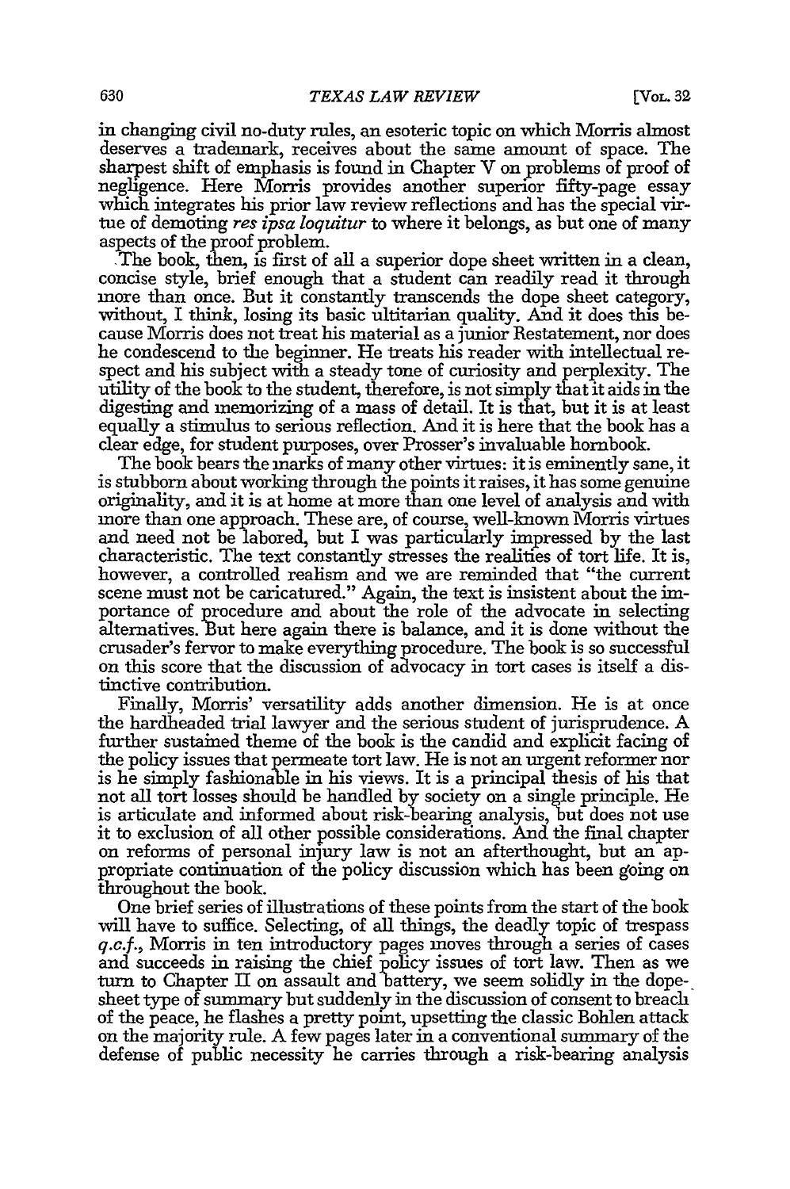in changing civil no-duty rules, an esoteric topic on which Morris almost deserves a trademark, receives about the same amount of space. The sharpest shift of emphasis is found in Chapter V on problems of proof of negligence. Here Morris provides another superior fifty-page essay which integrates his prior law review reflections and has the special virtue of demoting *res ipsa loquitur* to where it belongs, as but one of many aspects of the proof problem.

The book, then, is first of all a superior dope sheet written in a clean, concise style, brief enough that a student can readily read it through more than once. But it constantly transcends the dope sheet category, without, I think, losing its basic ultitarian quality. And it does this because Morris does not treat his material as a junior Restatement, nor does he condescend to the beginner. He treats his reader with intellectual respect and his subject with a steady tone of curiosity and perplexity. The utility of the book to the student, therefore, is not simply that it aids in the digesting and memorizing of a mass of detail. It is that, but it is at least equally a stimulus to serious reflection. And it is here that the book has a clear edge, for student purposes, over Prosser's invaluable hornbook.

The book bears the marks of many other virtues: it is eminently sane, it is stubborn about working through the points it raises, it has some genuine originality, and it is at home at more than one level of analysis and with more than one approach. These are, of course, well-known Morris virtues and need not be labored, but I was particularly impressed by the last characteristic. The text constantly stresses the realities of tort life. It is, however, a controlled realism and we are reminded that "the current scene must not be caricatured." Again, the text is insistent about the importance of procedure and about the role of the advocate in selecting alternatives. But here again there is balance, and it is done without the crusader's fervor to make everything procedure. The book is so successful on this score that the discussion of advocacy in tort cases is itself a distinctive contribution.

Finally, Morris' versatility adds another dimension. He is at once the hardheaded trial lawyer and the serious student of jurisprudence. A further sustained theme of the book is the candid and explicit facing of the policy issues that permeate tort law. He is not an urgent reformer nor is he simply fashionable in his views. It is a principal thesis of his that not all tort losses should be handled by society on a single principle. He is articulate and informed about risk-bearing analysis, but does not use it to exclusion of all other possible considerations. And the final chapter on reforms of personal injury law is not an afterthought, but an appropriate continuation of the policy discussion which has been going on throughout the book.

One brief series of illustrations of these points from the start of the book will have to suffice. Selecting, of all things, the deadly topic of trespass *q.c.f.*, Morris in ten introductory pages moves through a series of cases and succeeds in raising the chief policy issues of tort law. Then as we turn to Chapter II on assault and battery, we seem solidly in the dope-sheet type of summary but suddenly in the discussion of consent to breach of the peace, he flashes a pretty point, upsetting the classic Bohlen attack on the majority rule. A few pages later in a conventional summary of the defense of public necessity he carries through a risk-bearing analysis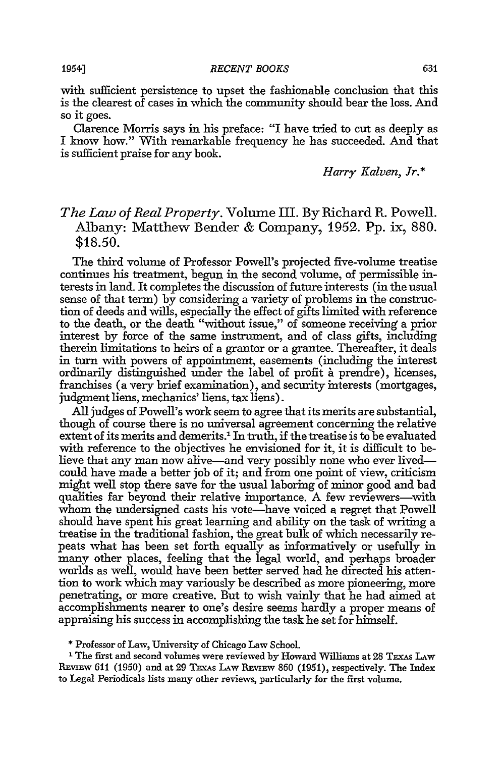with sufficient persistence to upset the fashionable conclusion that this is the clearest of cases in which the community should bear the loss. And so it goes.

Clarence Morris says in his preface: "I have tried to cut as deeply as I know how." With remarkable frequency he has succeeded. And that is sufficient praise for any book.

*Harry Kalven, Jr.*\*

## *The Law of Real Property.* Volume III. By Richard R. Powell. Albany: Matthew Bender & Company, 1952. Pp. ix, 880. $18.50.

The third volume of Professor Powell's projected five-volume treatise continues his treatment, begun in the second volume, of permissible interests in land. It completes the discussion of future interests (in the usual sense of that term) by considering a variety of problems in the construction of deeds and wills, especially the effect of gifts limited with reference to the death, or the death "without issue," of someone receiving a prior interest by force of the same instrument, and of class gifts, including therein limitations to heirs of a grantor or a grantee. Thereafter, it deals in turn with powers of appointment, easements (including the interest ordinarily distinguished under the label of profit à prendre), licenses, franchises (a very brief examination), and security interests (mortgages, judgment liens, mechanics' liens, tax liens).

All judges of Powell's work seem to agree that its merits are substantial, though of course there is no universal agreement concerning the relative extent of its merits and demerits.[1] In truth, if the treatise is to be evaluated with reference to the objectives he envisioned for it, it is difficult to believe that any man now alive—and very possibly none who ever lived—could have made a better job of it; and from one point of view, criticism might well stop there save for the usual laboring of minor good and bad qualities far beyond their relative importance. A few reviewers—with whom the undersigned casts his vote—have voiced a regret that Powell should have spent his great learning and ability on the task of writing a treatise in the traditional fashion, the great bulk of which necessarily repeats what has been set forth equally as informatively or usefully in many other places, feeling that the legal world, and perhaps broader worlds as well, would have been better served had he directed his attention to work which may variously be described as more pioneering, more penetrating, or more creative. But to wish vainly that he had aimed at accomplishments nearer to one's desire seems hardly a proper means of appraising his success in accomplishing the task he set for himself.

\* Professor of Law, University of Chicago Law School.

[1] The first and second volumes were reviewed by Howard Williams at 28 Texas Law Review 611 (1950) and at 29 Texas Law Review 860 (1951), respectively. The Index to Legal Periodicals lists many other reviews, particularly for the first volume.